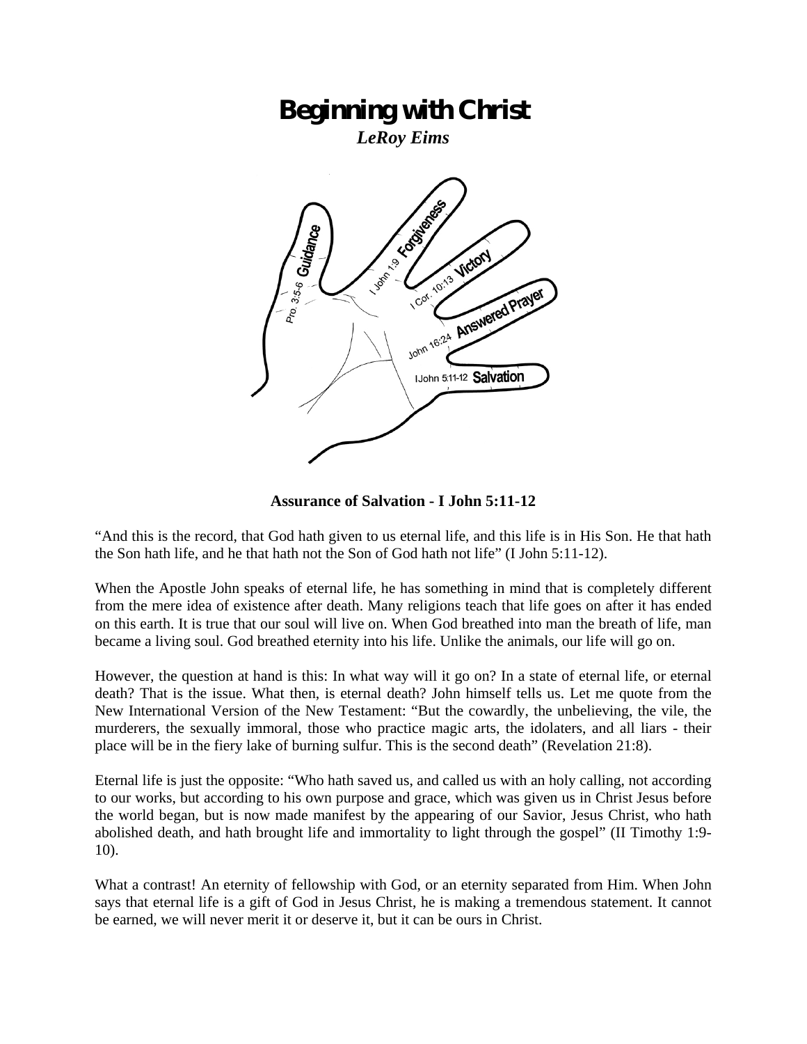# Beginning with Christ

*LeRoy Eims*

Pro. 3:5-6 Guidance

I John 1:9 Forgiveness

I Cor. 10:13 Victory

John 16:24 Answered Prayer

IJohn 5:11-12 Salvation

**Assurance of Salvation - I John 5:11-12**

“And this is the record, that God hath given to us eternal life, and this life is in His Son. He that hath the Son hath life, and he that hath not the Son of God hath not life” (I John 5:11-12).

When the Apostle John speaks of eternal life, he has something in mind that is completely different from the mere idea of existence after death. Many religions teach that life goes on after it has ended on this earth. It is true that our soul will live on. When God breathed into man the breath of life, man became a living soul. God breathed eternity into his life. Unlike the animals, our life will go on.

However, the question at hand is this: In what way will it go on? In a state of eternal life, or eternal death? That is the issue. What then, is eternal death? John himself tells us. Let me quote from the New International Version of the New Testament: “But the cowardly, the unbelieving, the vile, the murderers, the sexually immoral, those who practice magic arts, the idolaters, and all liars - their place will be in the fiery lake of burning sulfur. This is the second death” (Revelation 21:8).

Eternal life is just the opposite: “Who hath saved us, and called us with an holy calling, not according to our works, but according to his own purpose and grace, which was given us in Christ Jesus before the world began, but is now made manifest by the appearing of our Savior, Jesus Christ, who hath abolished death, and hath brought life and immortality to light through the gospel” (II Timothy 1:9-10).

What a contrast! An eternity of fellowship with God, or an eternity separated from Him. When John says that eternal life is a gift of God in Jesus Christ, he is making a tremendous statement. It cannot be earned, we will never merit it or deserve it, but it can be ours in Christ.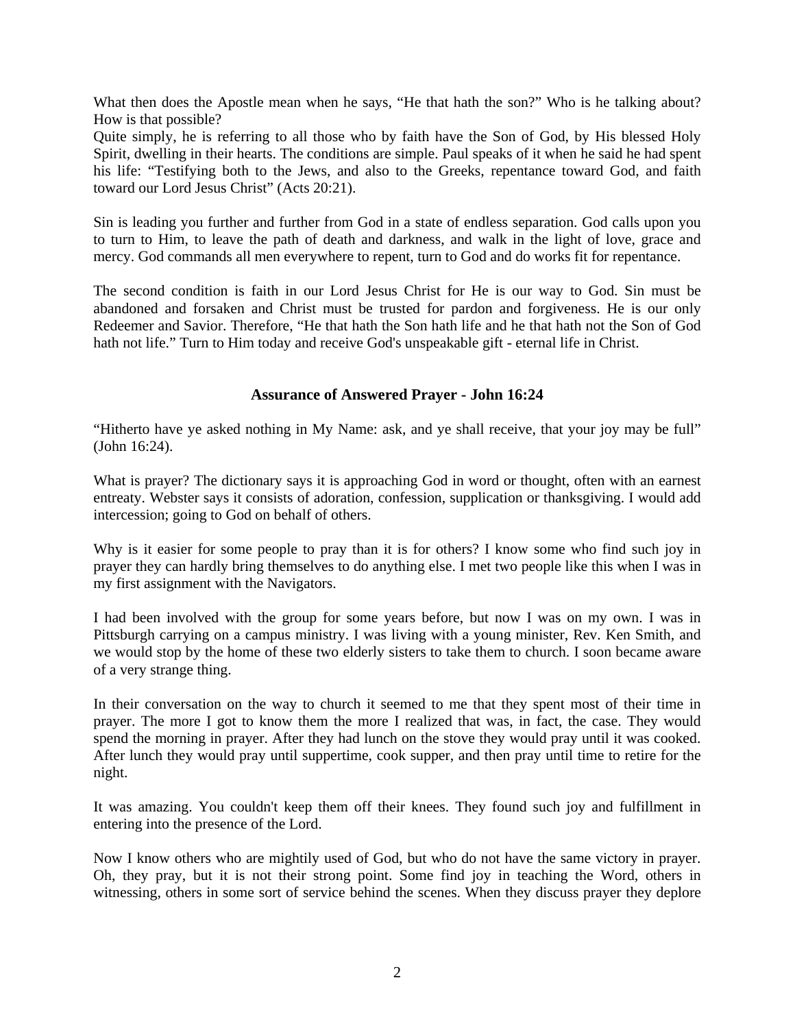What then does the Apostle mean when he says, "He that hath the son?" Who is he talking about? How is that possible?
Quite simply, he is referring to all those who by faith have the Son of God, by His blessed Holy Spirit, dwelling in their hearts. The conditions are simple. Paul speaks of it when he said he had spent his life: "Testifying both to the Jews, and also to the Greeks, repentance toward God, and faith toward our Lord Jesus Christ" (Acts 20:21).

Sin is leading you further and further from God in a state of endless separation. God calls upon you to turn to Him, to leave the path of death and darkness, and walk in the light of love, grace and mercy. God commands all men everywhere to repent, turn to God and do works fit for repentance.

The second condition is faith in our Lord Jesus Christ for He is our way to God. Sin must be abandoned and forsaken and Christ must be trusted for pardon and forgiveness. He is our only Redeemer and Savior. Therefore, "He that hath the Son hath life and he that hath not the Son of God hath not life." Turn to Him today and receive God's unspeakable gift - eternal life in Christ.

## Assurance of Answered Prayer - John 16:24

"Hitherto have ye asked nothing in My Name: ask, and ye shall receive, that your joy may be full" (John 16:24).

What is prayer? The dictionary says it is approaching God in word or thought, often with an earnest entreaty. Webster says it consists of adoration, confession, supplication or thanksgiving. I would add intercession; going to God on behalf of others.

Why is it easier for some people to pray than it is for others? I know some who find such joy in prayer they can hardly bring themselves to do anything else. I met two people like this when I was in my first assignment with the Navigators.

I had been involved with the group for some years before, but now I was on my own. I was in Pittsburgh carrying on a campus ministry. I was living with a young minister, Rev. Ken Smith, and we would stop by the home of these two elderly sisters to take them to church. I soon became aware of a very strange thing.

In their conversation on the way to church it seemed to me that they spent most of their time in prayer. The more I got to know them the more I realized that was, in fact, the case. They would spend the morning in prayer. After they had lunch on the stove they would pray until it was cooked. After lunch they would pray until suppertime, cook supper, and then pray until time to retire for the night.

It was amazing. You couldn't keep them off their knees. They found such joy and fulfillment in entering into the presence of the Lord.

Now I know others who are mightily used of God, but who do not have the same victory in prayer. Oh, they pray, but it is not their strong point. Some find joy in teaching the Word, others in witnessing, others in some sort of service behind the scenes. When they discuss prayer they deplore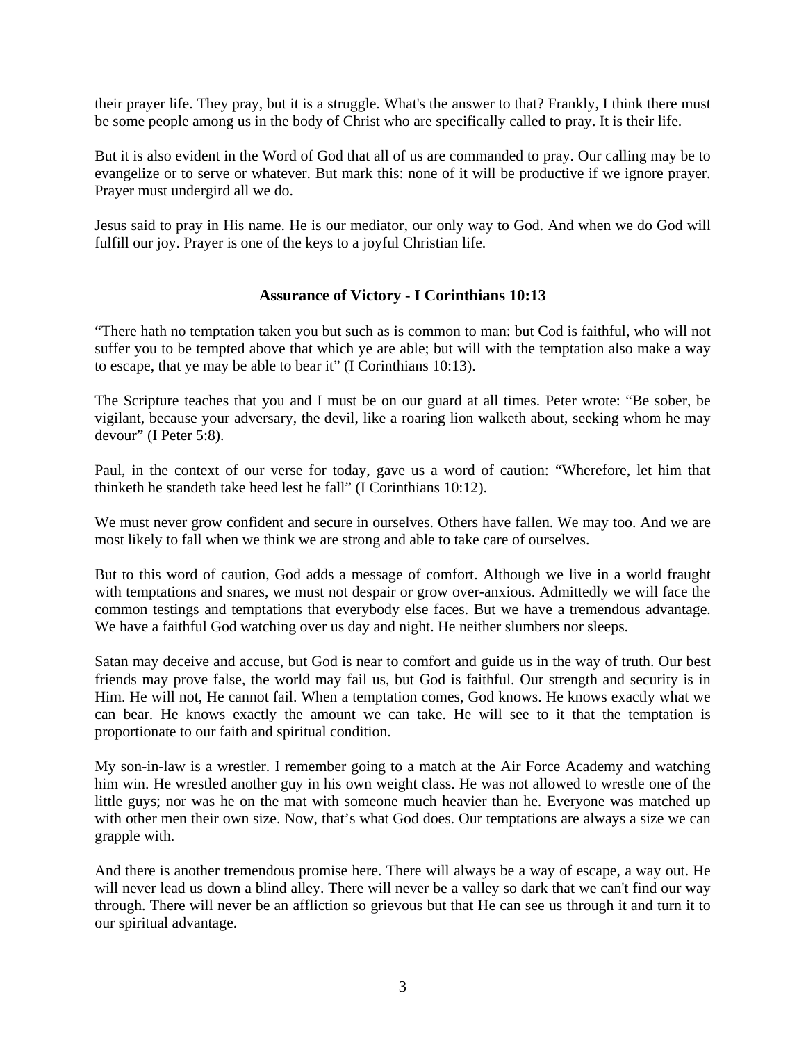their prayer life. They pray, but it is a struggle. What's the answer to that? Frankly, I think there must be some people among us in the body of Christ who are specifically called to pray. It is their life.

But it is also evident in the Word of God that all of us are commanded to pray. Our calling may be to evangelize or to serve or whatever. But mark this: none of it will be productive if we ignore prayer. Prayer must undergird all we do.

Jesus said to pray in His name. He is our mediator, our only way to God. And when we do God will fulfill our joy. Prayer is one of the keys to a joyful Christian life.

## Assurance of Victory - I Corinthians 10:13

"There hath no temptation taken you but such as is common to man: but Cod is faithful, who will not suffer you to be tempted above that which ye are able; but will with the temptation also make a way to escape, that ye may be able to bear it" (I Corinthians 10:13).

The Scripture teaches that you and I must be on our guard at all times. Peter wrote: "Be sober, be vigilant, because your adversary, the devil, like a roaring lion walketh about, seeking whom he may devour" (I Peter 5:8).

Paul, in the context of our verse for today, gave us a word of caution: "Wherefore, let him that thinketh he standeth take heed lest he fall" (I Corinthians 10:12).

We must never grow confident and secure in ourselves. Others have fallen. We may too. And we are most likely to fall when we think we are strong and able to take care of ourselves.

But to this word of caution, God adds a message of comfort. Although we live in a world fraught with temptations and snares, we must not despair or grow over-anxious. Admittedly we will face the common testings and temptations that everybody else faces. But we have a tremendous advantage. We have a faithful God watching over us day and night. He neither slumbers nor sleeps.

Satan may deceive and accuse, but God is near to comfort and guide us in the way of truth. Our best friends may prove false, the world may fail us, but God is faithful. Our strength and security is in Him. He will not, He cannot fail. When a temptation comes, God knows. He knows exactly what we can bear. He knows exactly the amount we can take. He will see to it that the temptation is proportionate to our faith and spiritual condition.

My son-in-law is a wrestler. I remember going to a match at the Air Force Academy and watching him win. He wrestled another guy in his own weight class. He was not allowed to wrestle one of the little guys; nor was he on the mat with someone much heavier than he. Everyone was matched up with other men their own size. Now, that's what God does. Our temptations are always a size we can grapple with.

And there is another tremendous promise here. There will always be a way of escape, a way out. He will never lead us down a blind alley. There will never be a valley so dark that we can't find our way through. There will never be an affliction so grievous but that He can see us through it and turn it to our spiritual advantage.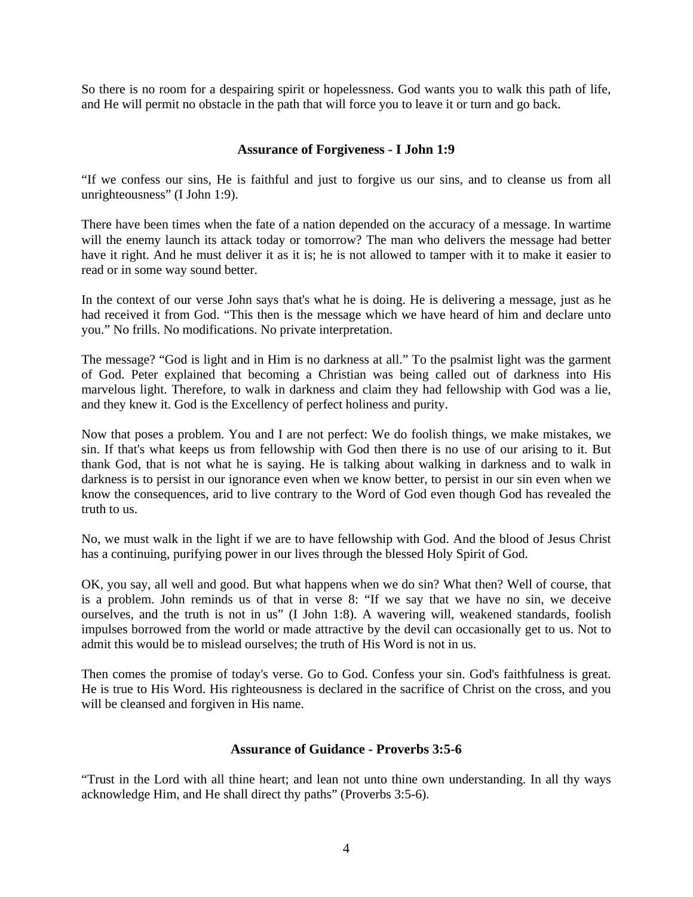So there is no room for a despairing spirit or hopelessness. God wants you to walk this path of life, and He will permit no obstacle in the path that will force you to leave it or turn and go back.

### Assurance of Forgiveness - I John 1:9

"If we confess our sins, He is faithful and just to forgive us our sins, and to cleanse us from all unrighteousness" (I John 1:9).

There have been times when the fate of a nation depended on the accuracy of a message. In wartime will the enemy launch its attack today or tomorrow? The man who delivers the message had better have it right. And he must deliver it as it is; he is not allowed to tamper with it to make it easier to read or in some way sound better.

In the context of our verse John says that's what he is doing. He is delivering a message, just as he had received it from God. "This then is the message which we have heard of him and declare unto you." No frills. No modifications. No private interpretation.

The message? "God is light and in Him is no darkness at all." To the psalmist light was the garment of God. Peter explained that becoming a Christian was being called out of darkness into His marvelous light. Therefore, to walk in darkness and claim they had fellowship with God was a lie, and they knew it. God is the Excellency of perfect holiness and purity.

Now that poses a problem. You and I are not perfect: We do foolish things, we make mistakes, we sin. If that's what keeps us from fellowship with God then there is no use of our arising to it. But thank God, that is not what he is saying. He is talking about walking in darkness and to walk in darkness is to persist in our ignorance even when we know better, to persist in our sin even when we know the consequences, arid to live contrary to the Word of God even though God has revealed the truth to us.

No, we must walk in the light if we are to have fellowship with God. And the blood of Jesus Christ has a continuing, purifying power in our lives through the blessed Holy Spirit of God.

OK, you say, all well and good. But what happens when we do sin? What then? Well of course, that is a problem. John reminds us of that in verse 8: "If we say that we have no sin, we deceive ourselves, and the truth is not in us" (I John 1:8). A wavering will, weakened standards, foolish impulses borrowed from the world or made attractive by the devil can occasionally get to us. Not to admit this would be to mislead ourselves; the truth of His Word is not in us.

Then comes the promise of today's verse. Go to God. Confess your sin. God's faithfulness is great. He is true to His Word. His righteousness is declared in the sacrifice of Christ on the cross, and you will be cleansed and forgiven in His name.

### Assurance of Guidance - Proverbs 3:5-6

"Trust in the Lord with all thine heart; and lean not unto thine own understanding. In all thy ways acknowledge Him, and He shall direct thy paths" (Proverbs 3:5-6).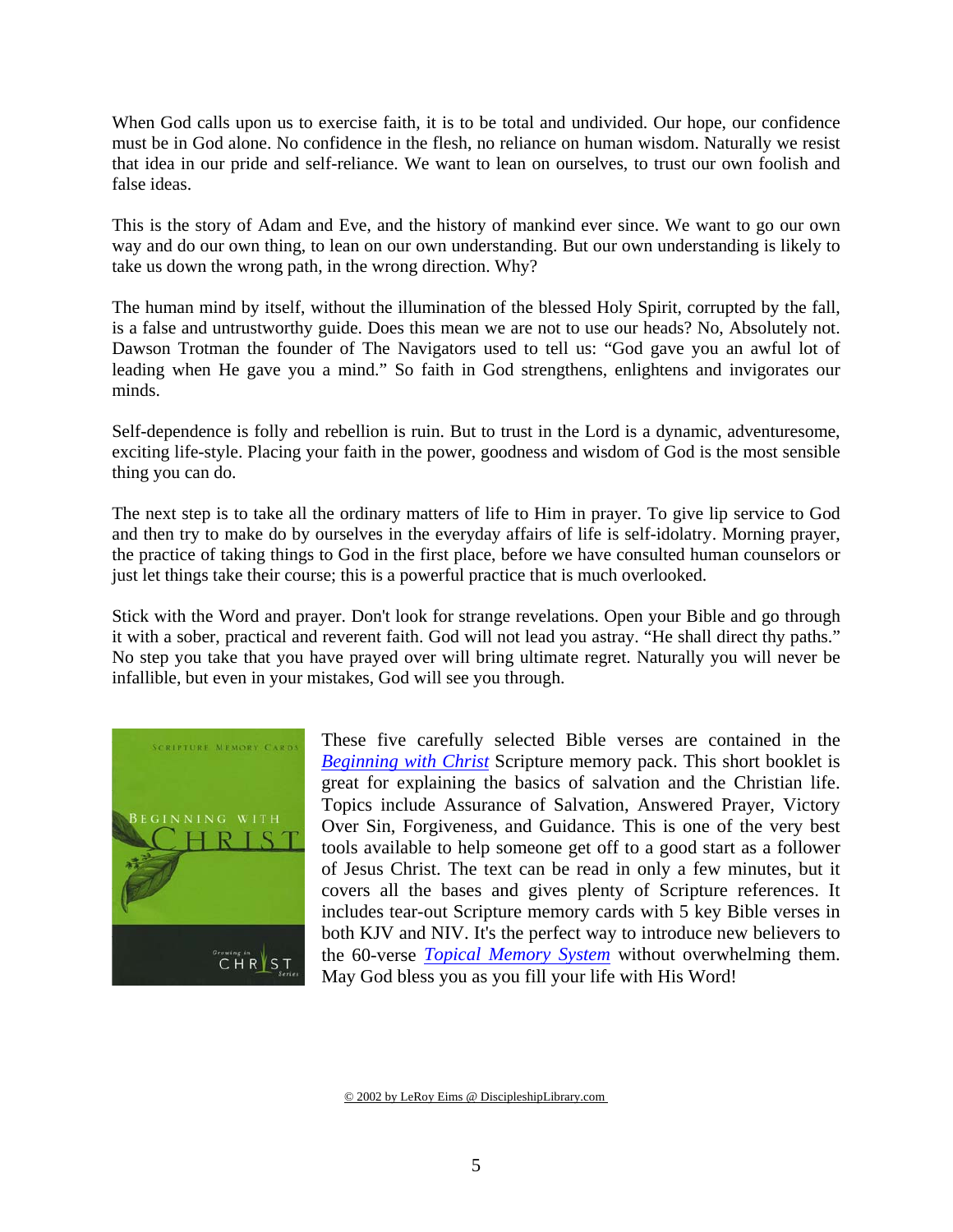When God calls upon us to exercise faith, it is to be total and undivided. Our hope, our confidence must be in God alone. No confidence in the flesh, no reliance on human wisdom. Naturally we resist that idea in our pride and self-reliance. We want to lean on ourselves, to trust our own foolish and false ideas.

This is the story of Adam and Eve, and the history of mankind ever since. We want to go our own way and do our own thing, to lean on our own understanding. But our own understanding is likely to take us down the wrong path, in the wrong direction. Why?

The human mind by itself, without the illumination of the blessed Holy Spirit, corrupted by the fall, is a false and untrustworthy guide. Does this mean we are not to use our heads? No, Absolutely not. Dawson Trotman the founder of The Navigators used to tell us: “God gave you an awful lot of leading when He gave you a mind.” So faith in God strengthens, enlightens and invigorates our minds.

Self-dependence is folly and rebellion is ruin. But to trust in the Lord is a dynamic, adventuresome, exciting life-style. Placing your faith in the power, goodness and wisdom of God is the most sensible thing you can do.

The next step is to take all the ordinary matters of life to Him in prayer. To give lip service to God and then try to make do by ourselves in the everyday affairs of life is self-idolatry. Morning prayer, the practice of taking things to God in the first place, before we have consulted human counselors or just let things take their course; this is a powerful practice that is much overlooked.

Stick with the Word and prayer. Don't look for strange revelations. Open your Bible and go through it with a sober, practical and reverent faith. God will not lead you astray. “He shall direct thy paths.” No step you take that you have prayed over will bring ultimate regret. Naturally you will never be infallible, but even in your mistakes, God will see you through.

These five carefully selected Bible verses are contained in the *Beginning with Christ* Scripture memory pack. This short booklet is great for explaining the basics of salvation and the Christian life. Topics include Assurance of Salvation, Answered Prayer, Victory Over Sin, Forgiveness, and Guidance. This is one of the very best tools available to help someone get off to a good start as a follower of Jesus Christ. The text can be read in only a few minutes, but it covers all the bases and gives plenty of Scripture references. It includes tear-out Scripture memory cards with 5 key Bible verses in both KJV and NIV. It's the perfect way to introduce new believers to the 60-verse *Topical Memory System* without overwhelming them. May God bless you as you fill your life with His Word!

© 2002 by LeRoy Eims @ DiscipleshipLibrary.com